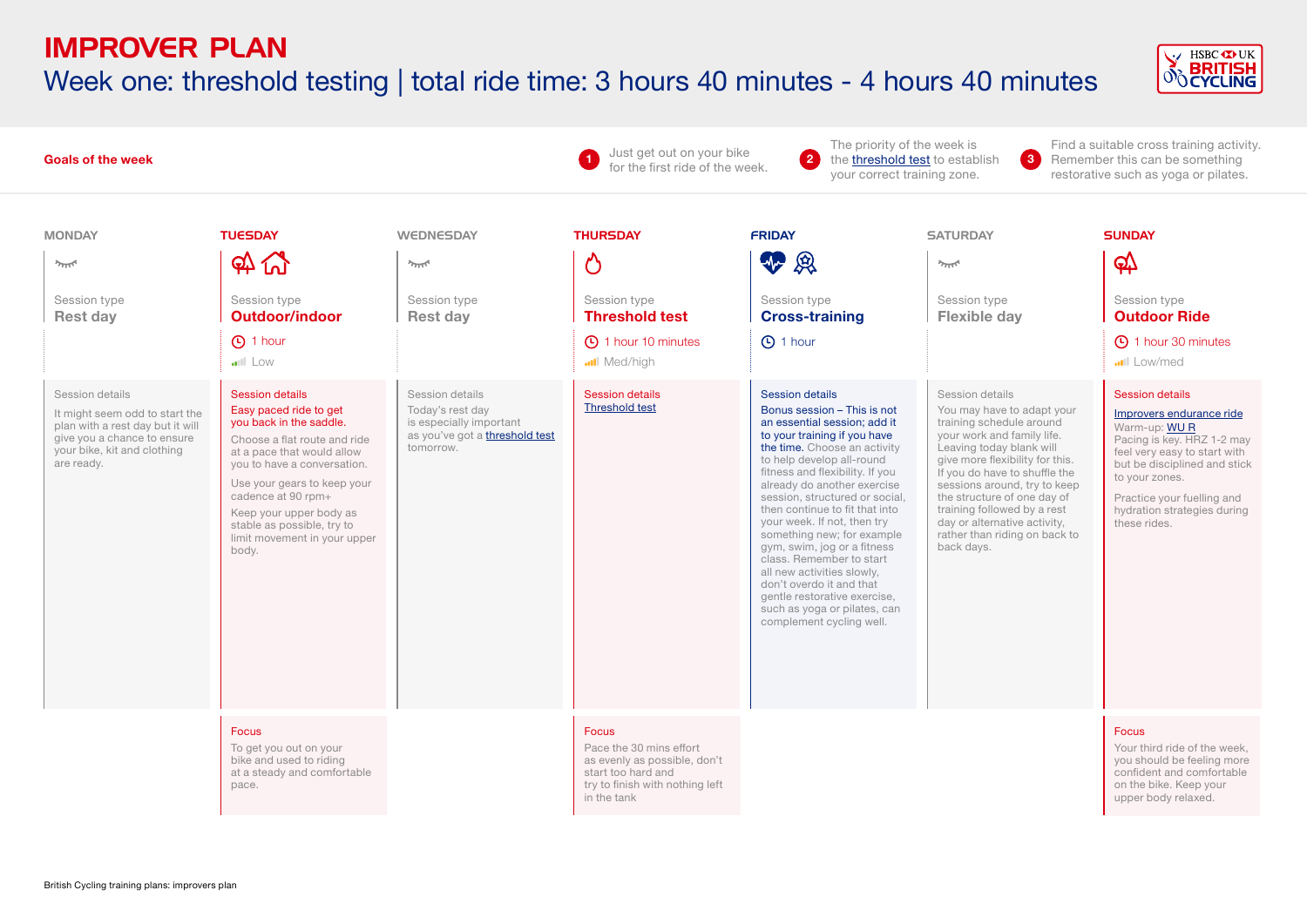# IMPROVER PLAN

## Week one: threshold testing | total ride time: 3 hours 40 minutes - 4 hours 40 minutes

**Goals of the week**

1. Just get out on your bike for the first ride of the week.
2. The priority of the week is the threshold test to establish your correct training zone.
3. Find a suitable cross training activity. Remember this can be something restorative such as yoga or pilates.

### MONDAY

Session type
**Rest day**

Session details

It might seem odd to start the plan with a rest day but it will give you a chance to ensure your bike, kit and clothing are ready.

### TUESDAY

Session type
**Outdoor/indoor**

1 hour

Low

Session details

Easy paced ride to get you back in the saddle.

Choose a flat route and ride at a pace that would allow you to have a conversation.

Use your gears to keep your cadence at 90 rpm+

Keep your upper body as stable as possible, try to limit movement in your upper body.

Focus

To get you out on your bike and used to riding at a steady and comfortable pace.

### WEDNESDAY

Session type
**Rest day**

Session details

Today's rest day is especially important as you've got a threshold test tomorrow.

### THURSDAY

Session type
**Threshold test**

1 hour 10 minutes

Med/high

Session details

Threshold test

Focus

Pace the 30 mins effort as evenly as possible, don't start too hard and try to finish with nothing left in the tank

### FRIDAY

Session type
**Cross-training**

1 hour

Session details

Bonus session – This is not an essential session; add it to your training if you have the time. Choose an activity to help develop all-round fitness and flexibility. If you already do another exercise session, structured or social, then continue to fit that into your week. If not, then try something new; for example gym, swim, jog or a fitness class. Remember to start all new activities slowly, don't overdo it and that gentle restorative exercise, such as yoga or pilates, can complement cycling well.

### SATURDAY

Session type
**Flexible day**

Session details

You may have to adapt your training schedule around your work and family life. Leaving today blank will give more flexibility for this. If you do have to shuffle the sessions around, try to keep the structure of one day of training followed by a rest day or alternative activity, rather than riding on back to back days.

### SUNDAY

Session type
**Outdoor Ride**

1 hour 30 minutes

Low/med

Session details

Improvers endurance ride

Warm-up: WU R

Pacing is key. HRZ 1-2 may feel very easy to start with but be disciplined and stick to your zones.

Practice your fuelling and hydration strategies during these rides.

Focus

Your third ride of the week, you should be feeling more confident and comfortable on the bike. Keep your upper body relaxed.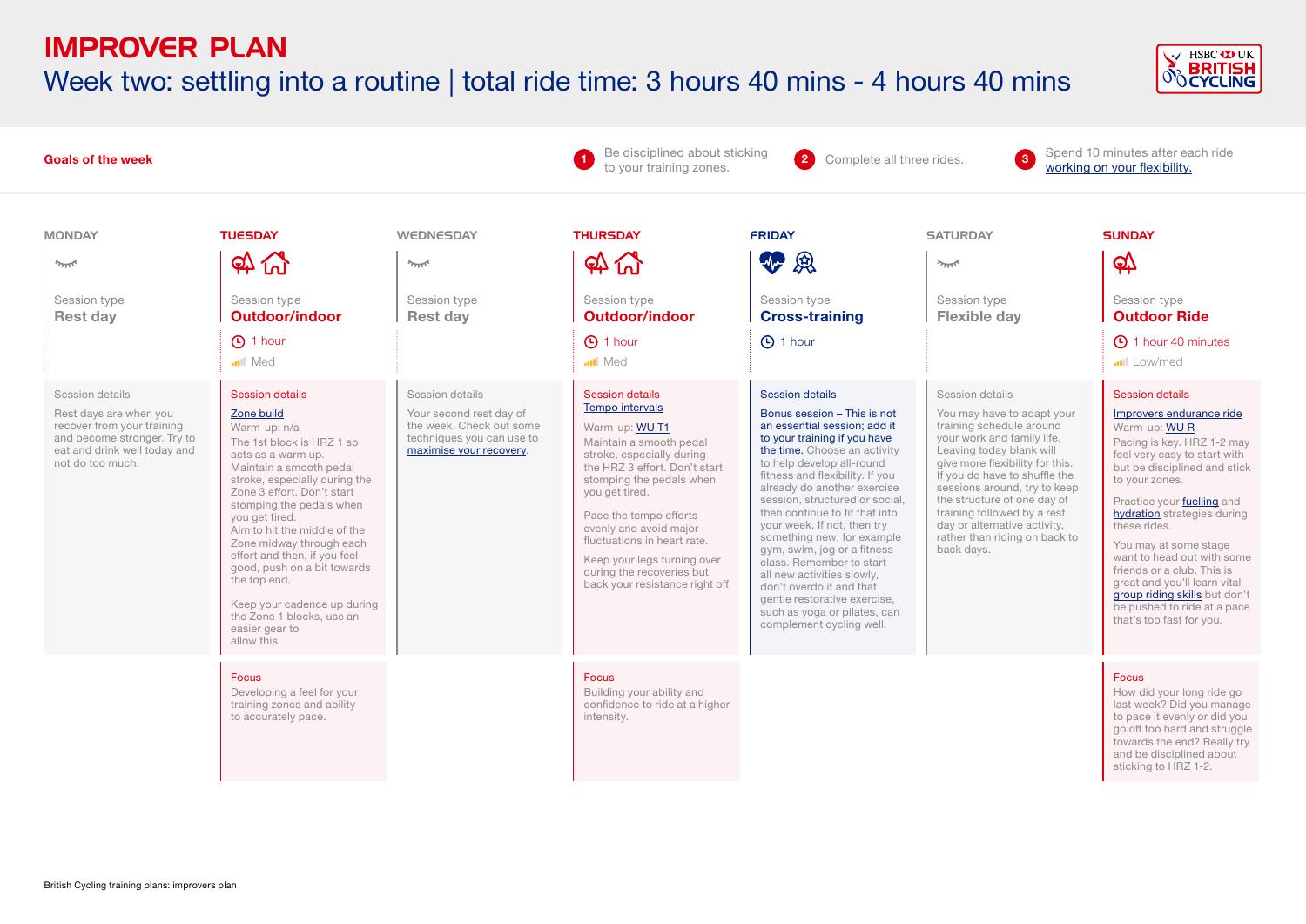# IMPROVER PLAN

## Week two: settling into a routine | total ride time: 3 hours 40 mins - 4 hours 40 mins

**Goals of the week**

1. Be disciplined about sticking to your training zones.
2. Complete all three rides.
3. Spend 10 minutes after each ride working on your flexibility.

### MONDAY

Session type
**Rest day**

Session details

Rest days are when you recover from your training and become stronger. Try to eat and drink well today and not do too much.

### TUESDAY

Session type
**Outdoor/indoor**

1 hour

Med

Session details

Zone build

Warm-up: n/a

The 1st block is HRZ 1 so acts as a warm up.

Maintain a smooth pedal stroke, especially during the Zone 3 effort. Don't start stomping the pedals when you get tired.

Aim to hit the middle of the Zone midway through each effort and then, if you feel good, push on a bit towards the top end.

Keep your cadence up during the Zone 1 blocks, use an easier gear to allow this.

Focus

Developing a feel for your training zones and ability to accurately pace.

### WEDNESDAY

Session type
**Rest day**

Session details

Your second rest day of the week. Check out some techniques you can use to maximise your recovery.

### THURSDAY

Session type
**Outdoor/indoor**

1 hour

Med

Session details

Tempo intervals

Warm-up: WU T1

Maintain a smooth pedal stroke, especially during the HRZ 3 effort. Don't start stomping the pedals when you get tired.

Pace the tempo efforts evenly and avoid major fluctuations in heart rate.

Keep your legs turning over during the recoveries but back your resistance right off.

Focus

Building your ability and confidence to ride at a higher intensity.

### FRIDAY

Session type
**Cross-training**

1 hour

Session details

Bonus session – This is not an essential session; add it to your training if you have the time. Choose an activity to help develop all-round fitness and flexibility. If you already do another exercise session, structured or social, then continue to fit that into your week. If not, then try something new; for example gym, swim, jog or a fitness class. Remember to start all new activities slowly, don't overdo it and don't forget gentle restorative exercise, such as yoga or pilates, can complement cycling well.

### SATURDAY

Session type
**Flexible day**

Session details

You may have to adapt your training schedule around your work and family life. Leaving today blank will give more flexibility for this. If you do have to shuffle the sessions around, try to keep the structure of one day of training followed by a rest day or alternative activity, rather than riding on back to back days.

### SUNDAY

Session type
**Outdoor Ride**

1 hour 40 minutes

Low/med

Session details

Improvers endurance ride

Warm-up: WU R

Pacing is key. HRZ 1-2 may feel very easy to start with but be disciplined and stick to your zones.

Practice your fuelling and hydration strategies during these rides.

You may at some stage want to head out with some friends or a club. This is great and you'll learn vital group riding skills but don't be pushed to ride at a pace that's too fast for you.

Focus

How did your long ride go last week? Did you manage to pace it evenly or did you go off too hard and struggle towards the end? Really try and be disciplined about sticking to HRZ 1-2.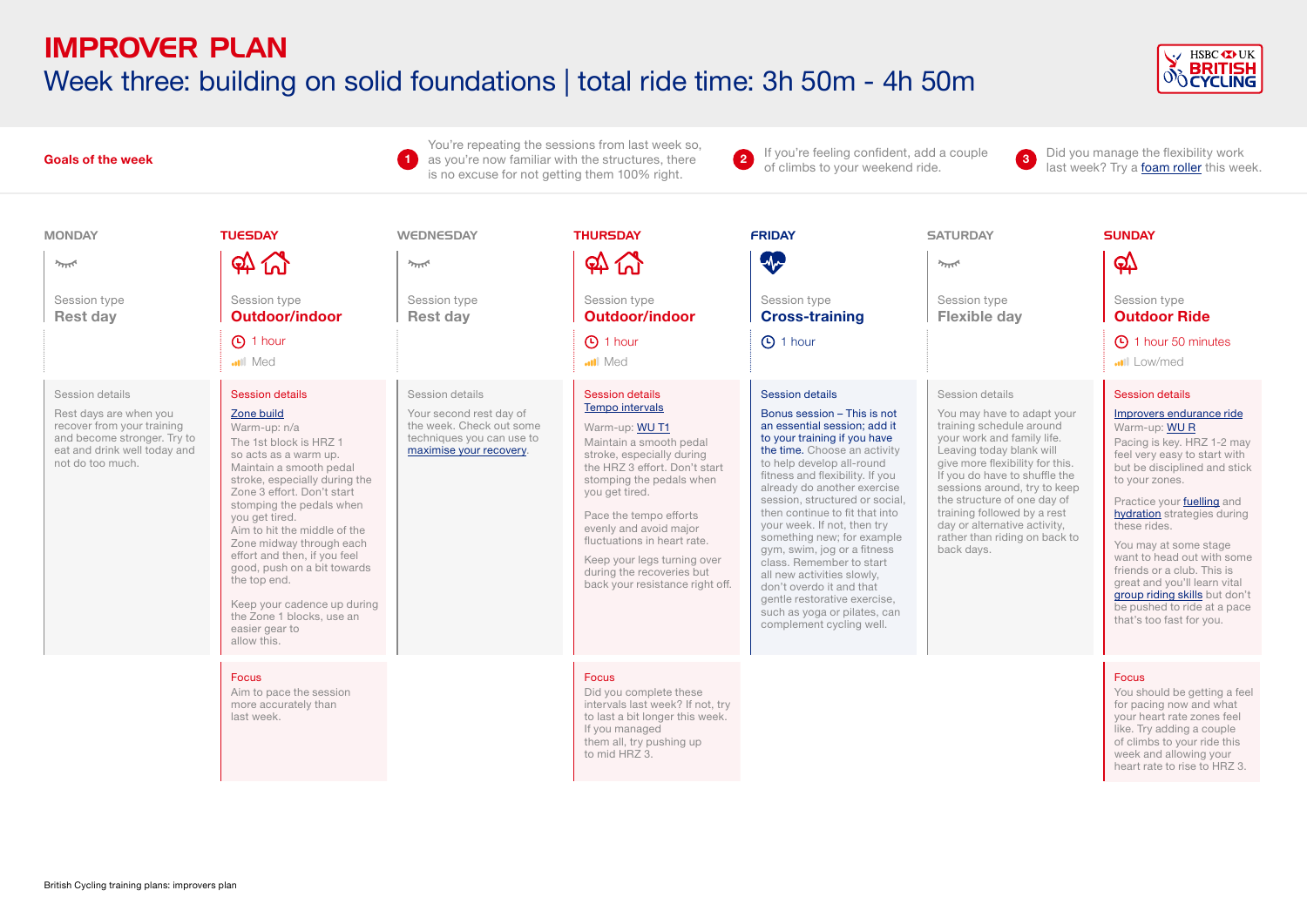# IMPROVER PLAN

## Week three: building on solid foundations | total ride time: 3h 50m - 4h 50m

**Goals of the week**

1. You're repeating the sessions from last week so, as you're now familiar with the structures, there is no excuse for not getting them 100% right.
2. If you're feeling confident, add a couple of climbs to your weekend ride.
3. Did you manage the flexibility work last week? Try a foam roller this week.

### MONDAY

Session type: **Rest day**

**Session details**

Rest days are when you recover from your training and become stronger. Try to eat and drink well today and not do too much.

### TUESDAY

Session type: **Outdoor/indoor**

1 hour

Med

**Session details**

Zone build

Warm-up: n/a

The 1st block is HRZ 1 so acts as a warm up.

Maintain a smooth pedal stroke, especially during the Zone 3 effort. Don't start stomping the pedals when you get tired.

Aim to hit the middle of the Zone midway through each effort and then, if you feel good, push on a bit towards the top end.

Keep your cadence up during the Zone 1 blocks, use an easier gear to allow this.

**Focus**

Aim to pace the session more accurately than last week.

### WEDNESDAY

Session type: **Rest day**

**Session details**

Your second rest day of the week. Check out some techniques you can use to maximise your recovery.

### THURSDAY

Session type: **Outdoor/indoor**

1 hour

Med

**Session details**

Tempo intervals

Warm-up: WU T1

Maintain a smooth pedal stroke, especially during the HRZ 3 effort. Don't start stomping the pedals when you get tired.

Pace the tempo efforts evenly and avoid major fluctuations in heart rate.

Keep your legs turning over during the recoveries but back your resistance right off.

**Focus**

Did you complete these intervals last week? If not, try to last a bit longer this week. If you managed them all, try pushing up to mid HRZ 3.

### FRIDAY

Session type: **Cross-training**

1 hour

**Session details**

Bonus session – This is not an essential session; add it to your training if you have the time. Choose an activity to help develop all-round fitness and flexibility. If you already do another exercise session, structured or social, then continue to fit that into your week. If not, then try something new; for example gym, swim, jog or a fitness class. Remember to start all new activities slowly, don't overdo it and that gentle restorative exercise, such as yoga or pilates, can complement cycling well.

### SATURDAY

Session type: **Flexible day**

**Session details**

You may have to adapt your training schedule around your work and family life. Leaving today blank will give more flexibility for this. If you do have to shuffle the sessions around, try to keep the structure of one day of training followed by a rest day or alternative activity, rather than riding on back to back days.

### SUNDAY

Session type: **Outdoor Ride**

1 hour 50 minutes

Low/med

**Session details**

Improvers endurance ride

Warm-up: WU R

Pacing is key. HRZ 1-2 may feel very easy to start with but be disciplined and stick to your zones.

Practice your fuelling and hydration strategies during these rides.

You may at some stage want to head out with some friends or a club. This is great and you'll learn vital group riding skills but don't be pushed to ride at a pace that's too fast for you.

**Focus**

You should be getting a feel for pacing now and what your heart rate zones feel like. Try adding a couple of climbs to your ride this week and allowing your heart rate to rise to HRZ 3.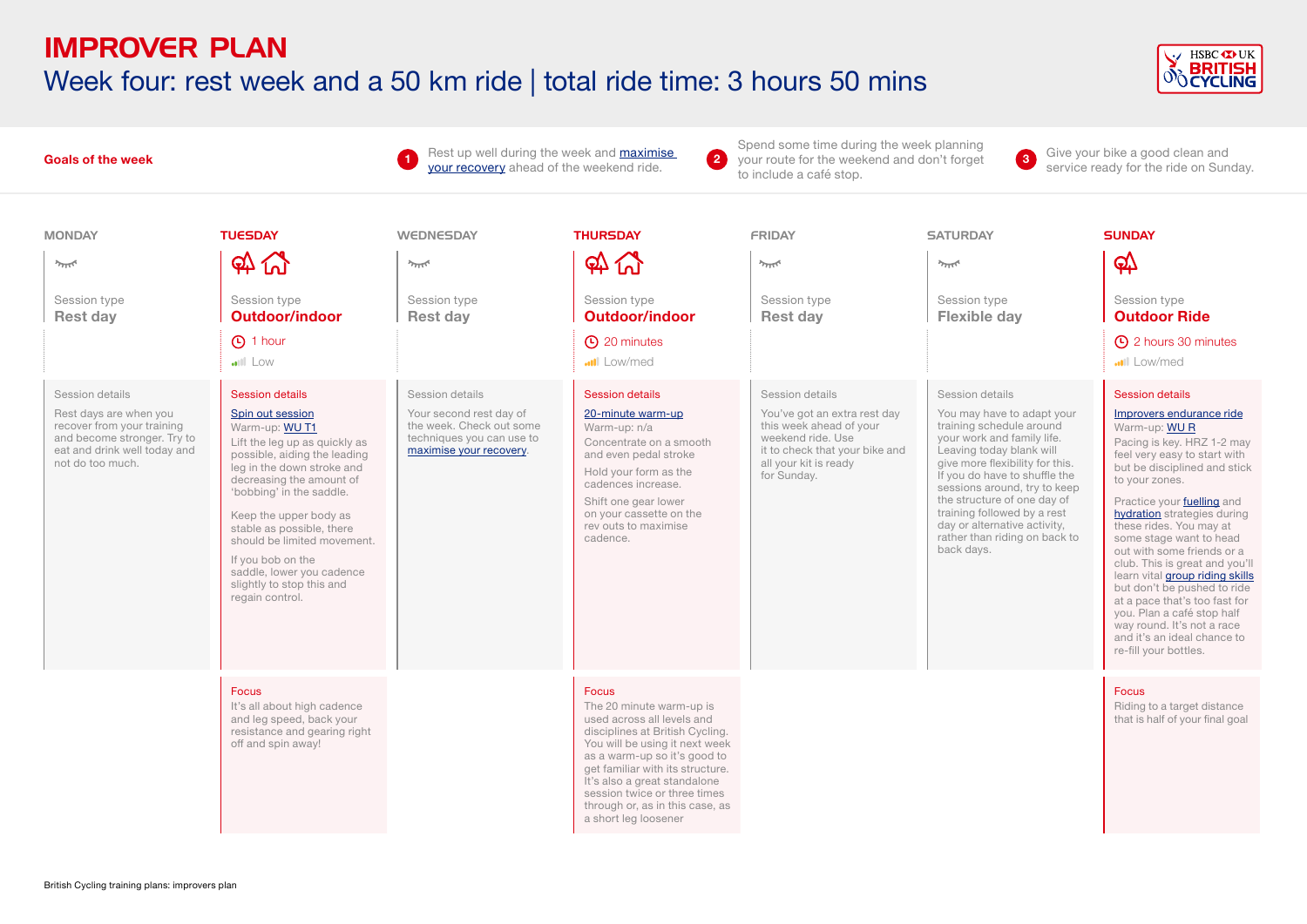# IMPROVER PLAN

## Week four: rest week and a 50 km ride | total ride time: 3 hours 50 mins

**Goals of the week**

1. Rest up well during the week and maximise your recovery ahead of the weekend ride.
2. Spend some time during the week planning your route for the weekend and don't forget to include a café stop.
3. Give your bike a good clean and service ready for the ride on Sunday.

### MONDAY

Session type
**Rest day**

Session details

Rest days are when you recover from your training and become stronger. Try to eat and drink well today and not do too much.

### TUESDAY

Session type
**Outdoor/indoor**

1 hour

Low

Session details

Spin out session

Warm-up: WU T1

Lift the leg up as quickly as possible, aiding the leading leg in the down stroke and decreasing the amount of 'bobbing' in the saddle.

Keep the upper body as stable as possible, there should be limited movement.

If you bob on the saddle, lower you cadence slightly to stop this and regain control.

Focus

It's all about high cadence and leg speed, back your resistance and gearing right off and spin away!

### WEDNESDAY

Session type
**Rest day**

Session details

Your second rest day of the week. Check out some techniques you can use to maximise your recovery.

### THURSDAY

Session type
**Outdoor/indoor**

20 minutes

Low/med

Session details

20-minute warm-up

Warm-up: n/a

Concentrate on a smooth and even pedal stroke

Hold your form as the cadences increase.

Shift one gear lower on your cassette on the rev outs to maximise cadence.

Focus

The 20 minute warm-up is used across all levels and disciplines at British Cycling. You will be using it next week as a warm-up so it's good to get familiar with its structure. It's also a great standalone session twice or three times through or, as in this case, as a short leg loosener

### FRIDAY

Session type
**Rest day**

Session details

You've got an extra rest day this week ahead of your weekend ride. Use it to check that your bike and all your kit is ready for Sunday.

### SATURDAY

Session type
**Flexible day**

Session details

You may have to adapt your training schedule around your work and family life. Leaving today blank will give more flexibility for this. If you do have to shuffle the sessions around, try to keep the structure of one day of training followed by a rest day or alternative activity, rather than riding on back to back days.

### SUNDAY

Session type
**Outdoor Ride**

2 hours 30 minutes

Low/med

Session details

Improvers endurance ride

Warm-up: WU R

Pacing is key. HRZ 1-2 may feel very easy to start with but be disciplined and stick to your zones.

Practice your fuelling and hydration strategies during these rides. You may at some stage want to head out with some friends or a club. This is great and you'll learn vital group riding skills but don't be pushed to ride at a pace that's too fast for you. Plan a café stop half way round. It's not a race and it's an ideal chance to re-fill your bottles.

Focus

Riding to a target distance that is half of your final goal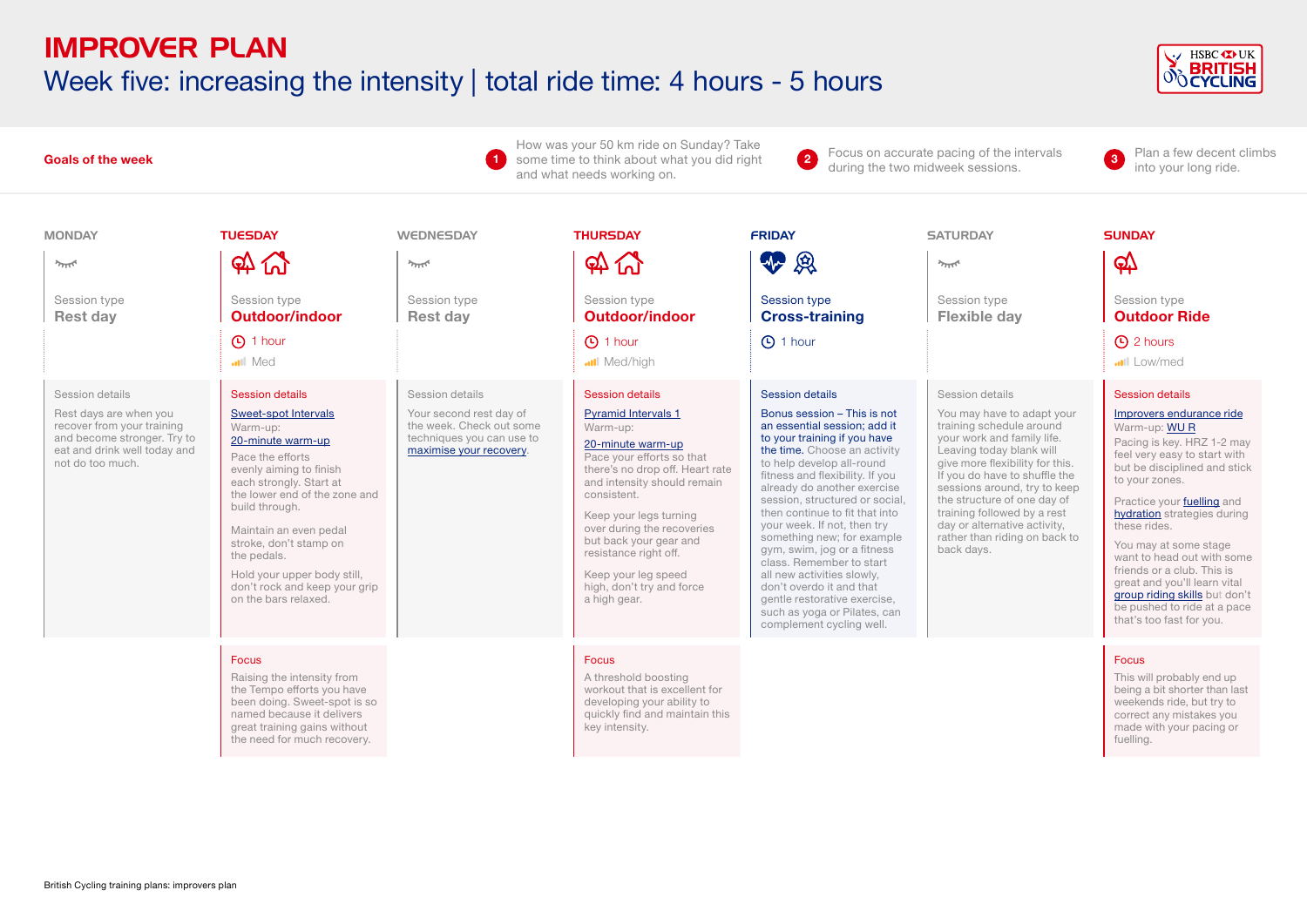# IMPROVER PLAN

## Week five: increasing the intensity | total ride time: 4 hours - 5 hours

### Goals of the week

1. How was your 50 km ride on Sunday? Take some time to think about what you did right and what needs working on.
2. Focus on accurate pacing of the intervals during the two midweek sessions.
3. Plan a few decent climbs into your long ride.

### MONDAY

Session type
**Rest day**

Session details

Rest days are when you recover from your training and become stronger. Try to eat and drink well today and not do too much.

### TUESDAY

Session type
**Outdoor/indoor**

1 hour

Med

Session details

Sweet-spot Intervals
Warm-up:
20-minute warm-up

Pace the efforts evenly aiming to finish each strongly. Start at the lower end of the zone and build through.

Maintain an even pedal stroke, don't stamp on the pedals.

Hold your upper body still, don't rock and keep your grip on the bars relaxed.

Focus

Raising the intensity from the Tempo efforts you have been doing. Sweet-spot is so named because it delivers great training gains without the need for much recovery.

### WEDNESDAY

Session type
**Rest day**

Session details

Your second rest day of the week. Check out some techniques you can use to maximise your recovery.

### THURSDAY

Session type
**Outdoor/indoor**

1 hour

Med/high

Session details

Pyramid Intervals 1
Warm-up:
20-minute warm-up

Pace your efforts so that there's no drop off. Heart rate and intensity should remain consistent.

Keep your legs turning over during the recoveries but back your gear and resistance right off.

Keep your leg speed high, don't try and force a high gear.

Focus

A threshold boosting workout that is excellent for developing your ability to quickly find and maintain this key intensity.

### FRIDAY

Session type
**Cross-training**

1 hour

Session details

Bonus session – This is not an essential session; add it to your training if you have the time. Choose an activity to help develop all-round fitness and flexibility. If you already do another exercise session, structured or social, then continue to fit that into your week. If not, then try something new; for example gym, swim, jog or a fitness class. Remember to start all new activities slowly, don't overdo it and that gentle restorative exercise, such as yoga or Pilates, can complement cycling well.

### SATURDAY

Session type
**Flexible day**

Session details

You may have to adapt your training schedule around your work and family life. Leaving today blank will give more flexibility for this. If you do have to shuffle the sessions around, try to keep the structure of one day of training followed by a rest day or alternative activity, rather than riding on back to back days.

### SUNDAY

Session type
**Outdoor Ride**

2 hours

Low/med

Session details

Improvers endurance ride
Warm-up: WU R

Pacing is key. HRZ 1-2 may feel very easy to start with but be disciplined and stick to your zones.

Practice your fuelling and hydration strategies during these rides.

You may at some stage want to head out with some friends or a club. This is great and you'll learn vital group riding skills but don't be pushed to ride at a pace that's too fast for you.

Focus

This will probably end up being a bit shorter than last weekends ride, but try to correct any mistakes you made with your pacing or fuelling.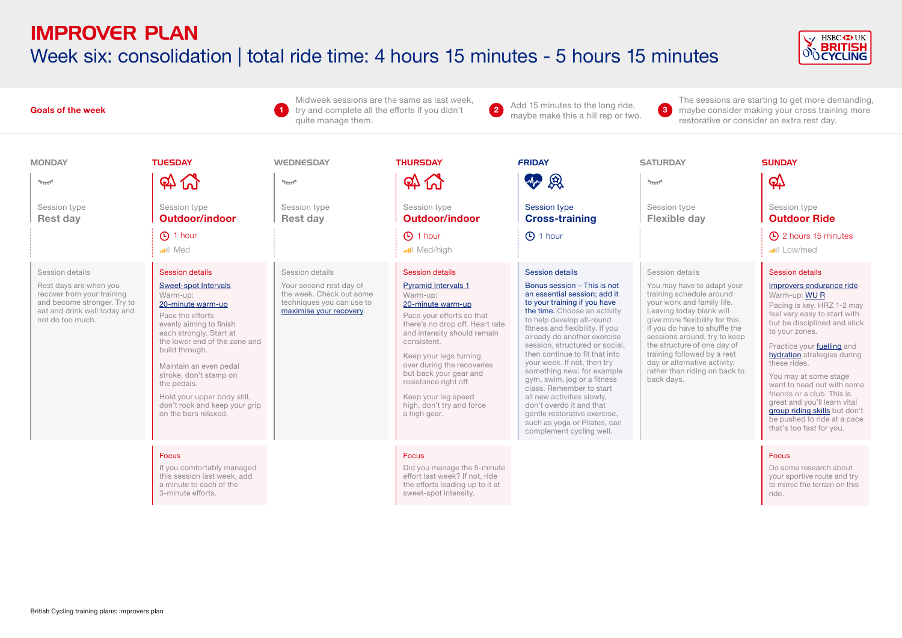# IMPROVER PLAN

## Week six: consolidation | total ride time: 4 hours 15 minutes - 5 hours 15 minutes

**Goals of the week**

1. Midweek sessions are the same as last week, try and complete all the efforts if you didn't quite manage them.
2. Add 15 minutes to the long ride, maybe make this a hill rep or two.
3. The sessions are starting to get more demanding, maybe consider making your cross training more restorative or consider an extra rest day.

### MONDAY

Session type
**Rest day**

Session details

Rest days are when you recover from your training and become stronger. Try to eat and drink well today and not do too much.

### TUESDAY

Session type
**Outdoor/indoor**

1 hour

Med

Session details

Sweet-spot Intervals

Warm-up:
20-minute warm-up

Pace the efforts evenly aiming to finish each strongly. Start at the lower end of the zone and build through.

Maintain an even pedal stroke, don't stamp on the pedals.

Hold your upper body still, don't rock and keep your grip on the bars relaxed.

Focus

If you comfortably managed this session last week, add a minute to each of the 3-minute efforts.

### WEDNESDAY

Session type
**Rest day**

Session details

Your second rest day of the week. Check out some techniques you can use to maximise your recovery.

### THURSDAY

Session type
**Outdoor/indoor**

1 hour

Med/high

Session details

Pyramid Intervals 1

Warm-up:
20-minute warm-up

Pace your efforts so that there's no drop off. Heart rate and intensity should remain consistent.

Keep your legs turning over during the recoveries but back your gear and resistance right off.

Keep your leg speed high, don't try and force a high gear.

Focus

Did you manage the 5-minute effort last week? If not, ride the efforts leading up to it at sweet-spot intensity.

### FRIDAY

Session type
**Cross-training**

1 hour

Session details

Bonus session – This is not an essential session; add it to your training if you have the time. Choose an activity to help develop all-round fitness and flexibility. If you already do another exercise session, structured or social, then continue to fit that into your week. If not, then try something new; for example gym, swim, jog or a fitness class. Remember to start all new activities slowly, don't overdo it and that gentle restorative exercise, such as yoga or Pilates, can complement cycling well.

### SATURDAY

Session type
**Flexible day**

Session details

You may have to adapt your training schedule around your work and family life. Leaving today blank will give more flexibility for this. If you do have to shuffle the sessions around, try to keep the structure of one day of training followed by a rest day or alternative activity, rather than riding on back to back days.

### SUNDAY

Session type
**Outdoor Ride**

2 hours 15 minutes

Low/med

Session details

Improvers endurance ride

Warm-up: WU R

Pacing is key. HRZ 1-2 may feel very easy to start with but be disciplined and stick to your zones.

Practice your fuelling and hydration strategies during these rides.

You may at some stage want to head out with some friends or a club. This is great and you'll learn vital group riding skills but don't be pushed to ride at a pace that's too fast for you.

Focus

Do some research about your sportive route and try to mimic the terrain on this ride.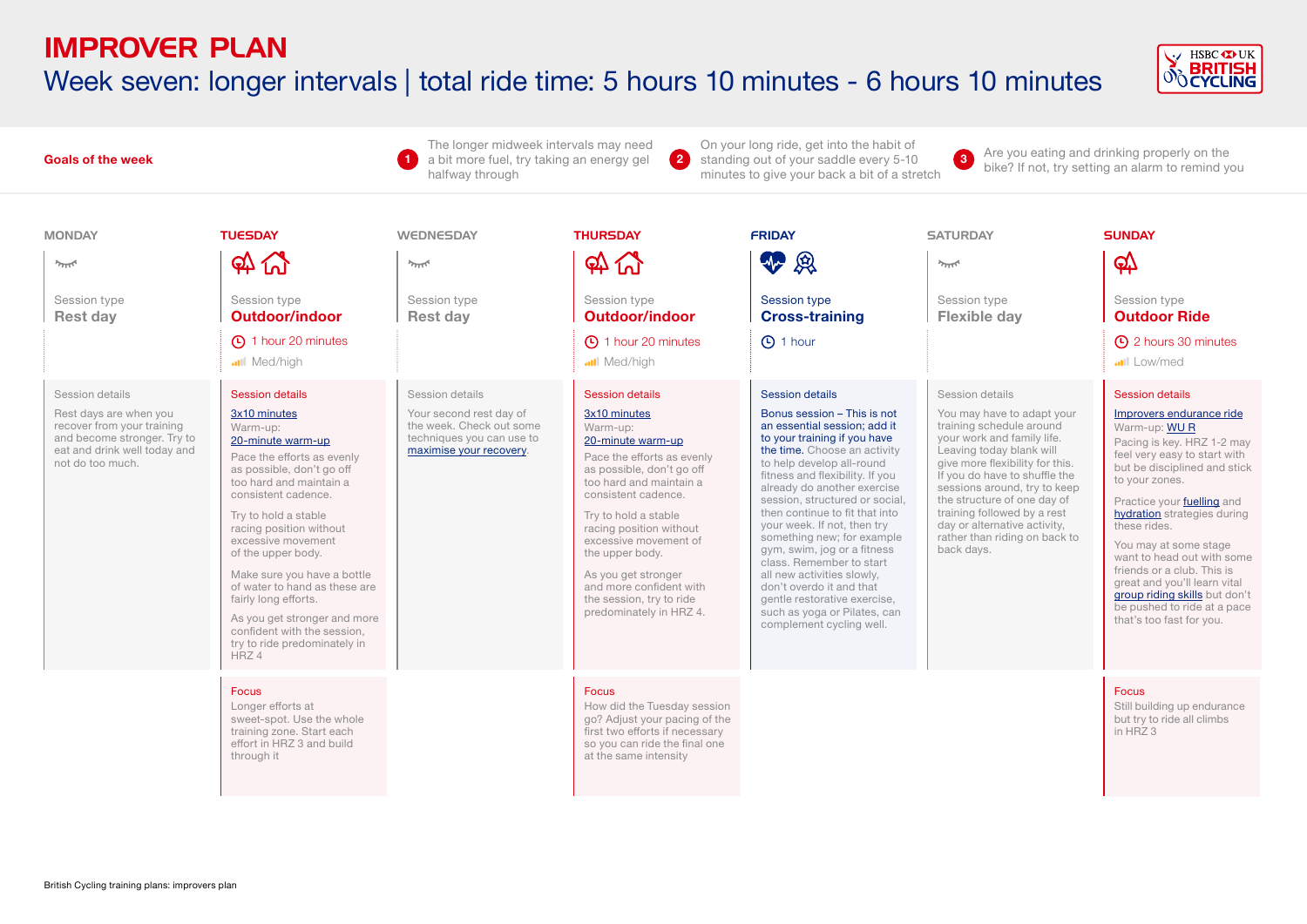# IMPROVER PLAN

## Week seven: longer intervals | total ride time: 5 hours 10 minutes - 6 hours 10 minutes

**Goals of the week**

1. The longer midweek intervals may need a bit more fuel, try taking an energy gel halfway through
2. On your long ride, get into the habit of standing out of your saddle every 5-10 minutes to give your back a bit of a stretch
3. Are you eating and drinking properly on the bike? If not, try setting an alarm to remind you

### MONDAY

Session type: **Rest day**

**Session details**

Rest days are when you recover from your training and become stronger. Try to eat and drink well today and not do too much.

### TUESDAY

Session type: **Outdoor/indoor**

1 hour 20 minutes

Med/high

**Session details**

3x10 minutes

Warm-up: 20-minute warm-up

Pace the efforts as evenly as possible, don't go off too hard and maintain a consistent cadence.

Try to hold a stable racing position without excessive movement of the upper body.

Make sure you have a bottle of water to hand as these are fairly long efforts.

As you get stronger and more confident with the session, try to ride predominately in HRZ 4

**Focus**

Longer efforts at sweet-spot. Use the whole training zone. Start each effort in HRZ 3 and build through it

### WEDNESDAY

Session type: **Rest day**

**Session details**

Your second rest day of the week. Check out some techniques you can use to maximise your recovery.

### THURSDAY

Session type: **Outdoor/indoor**

1 hour 20 minutes

Med/high

**Session details**

3x10 minutes

Warm-up: 20-minute warm-up

Pace the efforts as evenly as possible, don't go off too hard and maintain a consistent cadence.

Try to hold a stable racing position without excessive movement of the upper body.

As you get stronger and more confident with the session, try to ride predominately in HRZ 4.

**Focus**

How did the Tuesday session go? Adjust your pacing of the first two efforts if necessary so you can ride the final one at the same intensity

### FRIDAY

Session type: **Cross-training**

1 hour

**Session details**

Bonus session – This is not an essential session; add it to your training if you have the time. Choose an activity to help develop all-round fitness and flexibility. If you already do another exercise session, structured or social, then continue to fit that into your week. If not, then try something new; for example gym, swim, jog or a fitness class. Remember to start all new activities slowly, don't overdo it and that gentle restorative exercise, such as yoga or Pilates, can complement cycling well.

### SATURDAY

Session type: **Flexible day**

**Session details**

You may have to adapt your training schedule around your work and family life. Leaving today blank will give more flexibility for this. If you do have to shuffle the sessions around, try to keep the structure of one day of training followed by a rest day or alternative activity, rather than riding on back to back days.

### SUNDAY

Session type: **Outdoor Ride**

2 hours 30 minutes

Low/med

**Session details**

Improvers endurance ride

Warm-up: WU R

Pacing is key. HRZ 1-2 may feel very easy to start with but be disciplined and stick to your zones.

Practice your fuelling and hydration strategies during these rides.

You may at some stage want to head out with some friends or a club. This is great and you'll learn vital group riding skills but don't be pushed to ride at a pace that's too fast for you.

**Focus**

Still building up endurance but try to ride all climbs in HRZ 3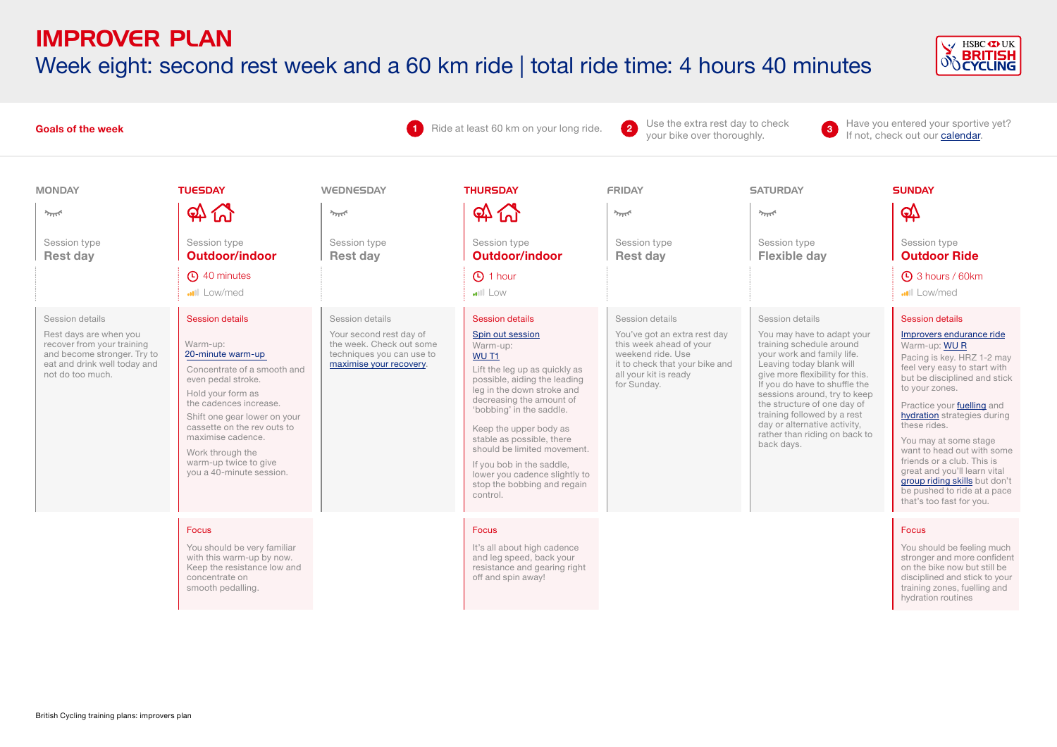# IMPROVER PLAN

## Week eight: second rest week and a 60 km ride | total ride time: 4 hours 40 minutes

**Goals of the week**

1. Ride at least 60 km on your long ride.
2. Use the extra rest day to check your bike over thoroughly.
3. Have you entered your sportive yet? If not, check out our calendar.

### MONDAY

Session type: **Rest day**

**Session details**

Rest days are when you recover from your training and become stronger. Try to eat and drink well today and not do too much.

### TUESDAY

Session type: **Outdoor/indoor**

40 minutes

Low/med

**Session details**

Warm-up:
20-minute warm-up

Concentrate of a smooth and even pedal stroke.

Hold your form as the cadences increase.

Shift one gear lower on your cassette on the rev outs to maximise cadence.

Work through the warm-up twice to give you a 40-minute session.

**Focus**

You should be very familiar with this warm-up by now. Keep the resistance low and concentrate on smooth pedalling.

### WEDNESDAY

Session type: **Rest day**

**Session details**

Your second rest day of the week. Check out some techniques you can use to maximise your recovery.

### THURSDAY

Session type: **Outdoor/indoor**

1 hour

Low

**Session details**

Spin out session
Warm-up:
WU T1

Lift the leg up as quickly as possible, aiding the leading leg in the down stroke and decreasing the amount of 'bobbing' in the saddle.

Keep the upper body as stable as possible, there should be limited movement.

If you bob in the saddle, lower you cadence slightly to stop the bobbing and regain control.

**Focus**

It's all about high cadence and leg speed, back your resistance and gearing right off and spin away!

### FRIDAY

Session type: **Rest day**

**Session details**

You've got an extra rest day this week ahead of your weekend ride. Use it to check that your bike and all your kit is ready for Sunday.

### SATURDAY

Session type: **Flexible day**

**Session details**

You may have to adapt your training schedule around your work and family life. Leaving today blank will give more flexibility for this. If you do have to shuffle the sessions around, try to keep the structure of one day of training followed by a rest day or alternative activity, rather than riding on back to back days.

### SUNDAY

Session type: **Outdoor Ride**

3 hours / 60km

Low/med

**Session details**

Improvers endurance ride
Warm-up: WU R

Pacing is key. HRZ 1-2 may feel very easy to start with but be disciplined and stick to your zones.

Practice your fuelling and hydration strategies during these rides.

You may at some stage want to head out with some friends or a club. This is great and you'll learn vital group riding skills but don't be pushed to ride at a pace that's too fast for you.

**Focus**

You should be feeling much stronger and more confident on the bike now but still be disciplined and stick to your training zones, fuelling and hydration routines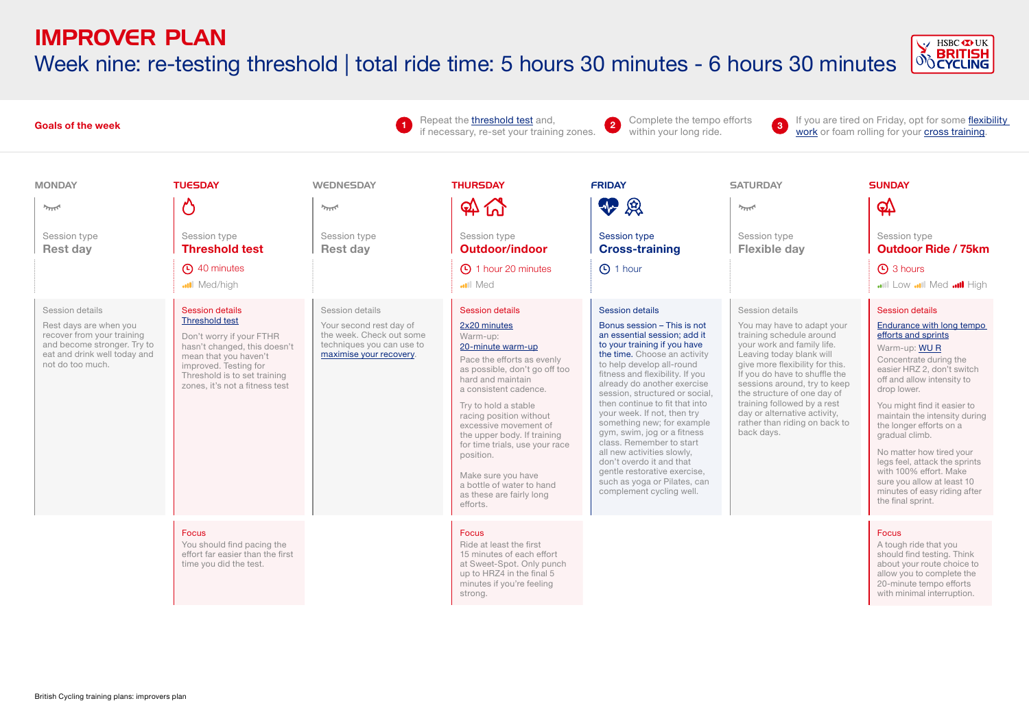# IMPROVER PLAN

## Week nine: re-testing threshold | total ride time: 5 hours 30 minutes - 6 hours 30 minutes

**Goals of the week**

1. Repeat the threshold test and, if necessary, re-set your training zones.
2. Complete the tempo efforts within your long ride.
3. If you are tired on Friday, opt for some flexibility work or foam rolling for your cross training.

### MONDAY

Session type
**Rest day**

Session details

Rest days are when you recover from your training and become stronger. Try to eat and drink well today and not do too much.

### TUESDAY

Session type
**Threshold test**

40 minutes

Med/high

Session details

Threshold test

Don't worry if your FTHR hasn't changed, this doesn't mean that you haven't improved. Testing for Threshold is to set training zones, it's not a fitness test

Focus

You should find pacing the effort far easier than the first time you did the test.

### WEDNESDAY

Session type
**Rest day**

Session details

Your second rest day of the week. Check out some techniques you can use to maximise your recovery.

### THURSDAY

Session type
**Outdoor/indoor**

1 hour 20 minutes

Med

Session details

2x20 minutes

Warm-up:
20-minute warm-up

Pace the efforts as evenly as possible, don't go off too hard and maintain a consistent cadence.

Try to hold a stable racing position without excessive movement of the upper body. If training for time trials, use your race position.

Make sure you have a bottle of water to hand as these are fairly long efforts.

Focus

Ride at least the first 15 minutes of each effort at Sweet-Spot. Only punch up to HRZ4 in the final 5 minutes if you're feeling strong.

### FRIDAY

Session type
**Cross-training**

1 hour

Session details

Bonus session – This is not an essential session; add it to your training if you have the time. Choose an activity to help develop all-round fitness and flexibility. If you already do another exercise session, structured or social, then continue to fit that into your week. If not, then try something new; for example gym, swim, jog or a fitness class. Remember to start all new activities slowly, don't overdo it and that gentle restorative exercise, such as yoga or Pilates, can complement cycling well.

### SATURDAY

Session type
**Flexible day**

Session details

You may have to adapt your training schedule around your work and family life. Leaving today blank will give more flexibility for this. If you do have to shuffle the sessions around, try to keep the structure of one day of training followed by a rest day or alternative activity, rather than riding on back to back days.

### SUNDAY

Session type
**Outdoor Ride / 75km**

3 hours

Low  Med  High

Session details

Endurance with long tempo efforts and sprints

Warm-up: WU R

Concentrate during the easier HRZ 2, don't switch off and allow intensity to drop lower.

You might find it easier to maintain the intensity during the longer efforts on a gradual climb.

No matter how tired your legs feel, attack the sprints with 100% effort. Make sure you allow at least 10 minutes of easy riding after the final sprint.

Focus

A tough ride that you should find testing. Think about your route choice to allow you to complete the 20-minute tempo efforts with minimal interruption.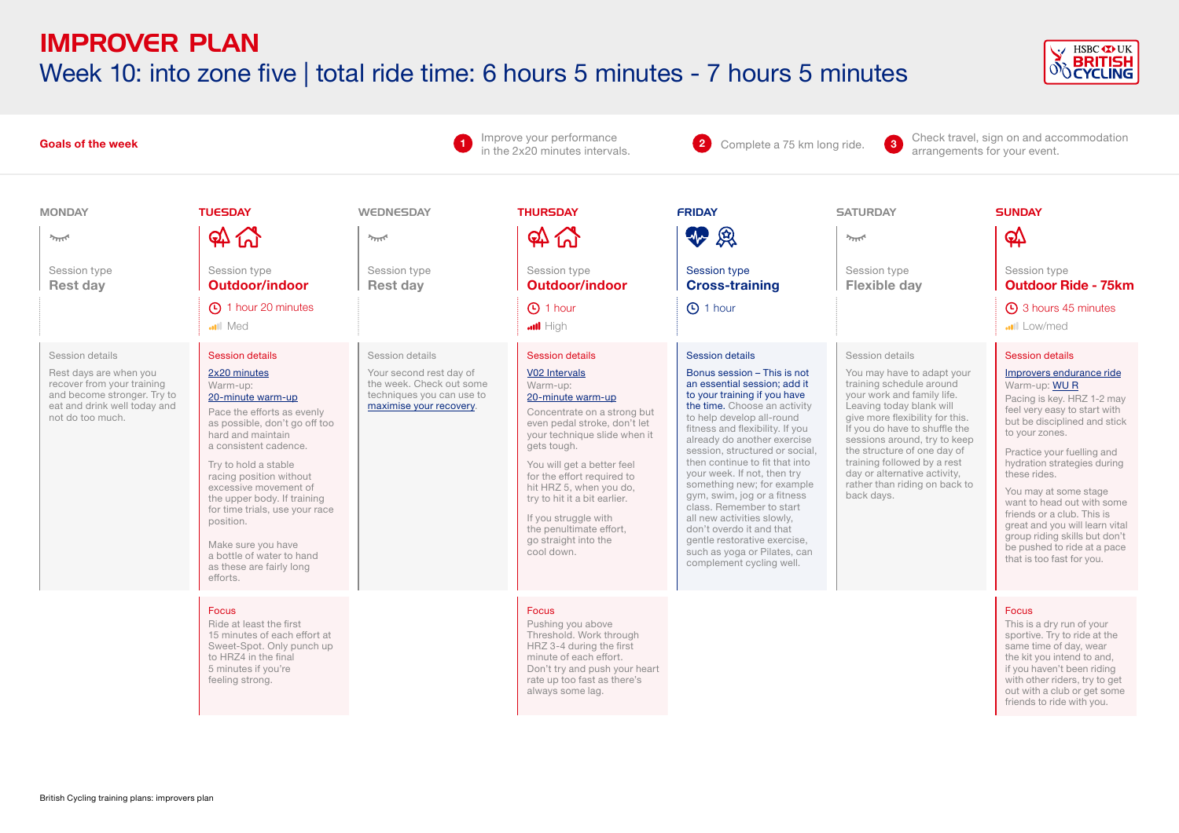# IMPROVER PLAN

## Week 10: into zone five | total ride time: 6 hours 5 minutes - 7 hours 5 minutes

**Goals of the week**

1. Improve your performance in the 2x20 minutes intervals.
2. Complete a 75 km long ride.
3. Check travel, sign on and accommodation arrangements for your event.

### MONDAY

Session type
**Rest day**

Session details

Rest days are when you recover from your training and become stronger. Try to eat and drink well today and not do too much.

### TUESDAY

Session type
**Outdoor/indoor**

1 hour 20 minutes

Med

Session details

2x20 minutes

Warm-up:
20-minute warm-up

Pace the efforts as evenly as possible, don't go off too hard and maintain a consistent cadence.

Try to hold a stable racing position without excessive movement of the upper body. If training for time trials, use your race position.

Make sure you have a bottle of water to hand as these are fairly long efforts.

Focus

Ride at least the first 15 minutes of each effort at Sweet-Spot. Only punch up to HRZ4 in the final 5 minutes if you're feeling strong.

### WEDNESDAY

Session type
**Rest day**

Session details

Your second rest day of the week. Check out some techniques you can use to maximise your recovery.

### THURSDAY

Session type
**Outdoor/indoor**

1 hour

High

Session details

V02 Intervals

Warm-up:
20-minute warm-up

Concentrate on a strong but even pedal stroke, don't let your technique slide when it gets tough.

You will get a better feel for the effort required to hit HRZ 5, when you do, try to hit it a bit earlier.

If you struggle with the penultimate effort, go straight into the cool down.

Focus

Pushing you above Threshold. Work through HRZ 3-4 during the first minute of each effort. Don't try and push your heart rate up too fast as there's always some lag.

### FRIDAY

Session type
**Cross-training**

1 hour

Session details

Bonus session – This is not an essential session; add it to your training if you have the time. Choose an activity to help develop all-round fitness and flexibility. If you already do another exercise session, structured or social, then continue to fit that into your week. If not, then try something new; for example gym, swim, jog or a fitness class. Remember to start all new activities slowly, don't overdo it and that gentle restorative exercise, such as yoga or Pilates, can complement cycling well.

### SATURDAY

Session type
**Flexible day**

Session details

You may have to adapt your training schedule around your work and family life. Leaving today blank will give more flexibility for this. If you do have to shuffle the sessions around, try to keep the structure of one day of training followed by a rest day or alternative activity, rather than riding on back to back days.

### SUNDAY

Session type
**Outdoor Ride - 75km**

3 hours 45 minutes

Low/med

Session details

Improvers endurance ride

Warm-up: WU R

Pacing is key. HRZ 1-2 may feel very easy to start with but be disciplined and stick to your zones.

Practice your fuelling and hydration strategies during these rides.

You may at some stage want to head out with some friends or a club. This is great and you will learn vital group riding skills but don't be pushed to ride at a pace that is too fast for you.

Focus

This is a dry run of your sportive. Try to ride at the same time of day, wear the kit you intend to and, if you haven't been riding with other riders, try to get out with a club or get some friends to ride with you.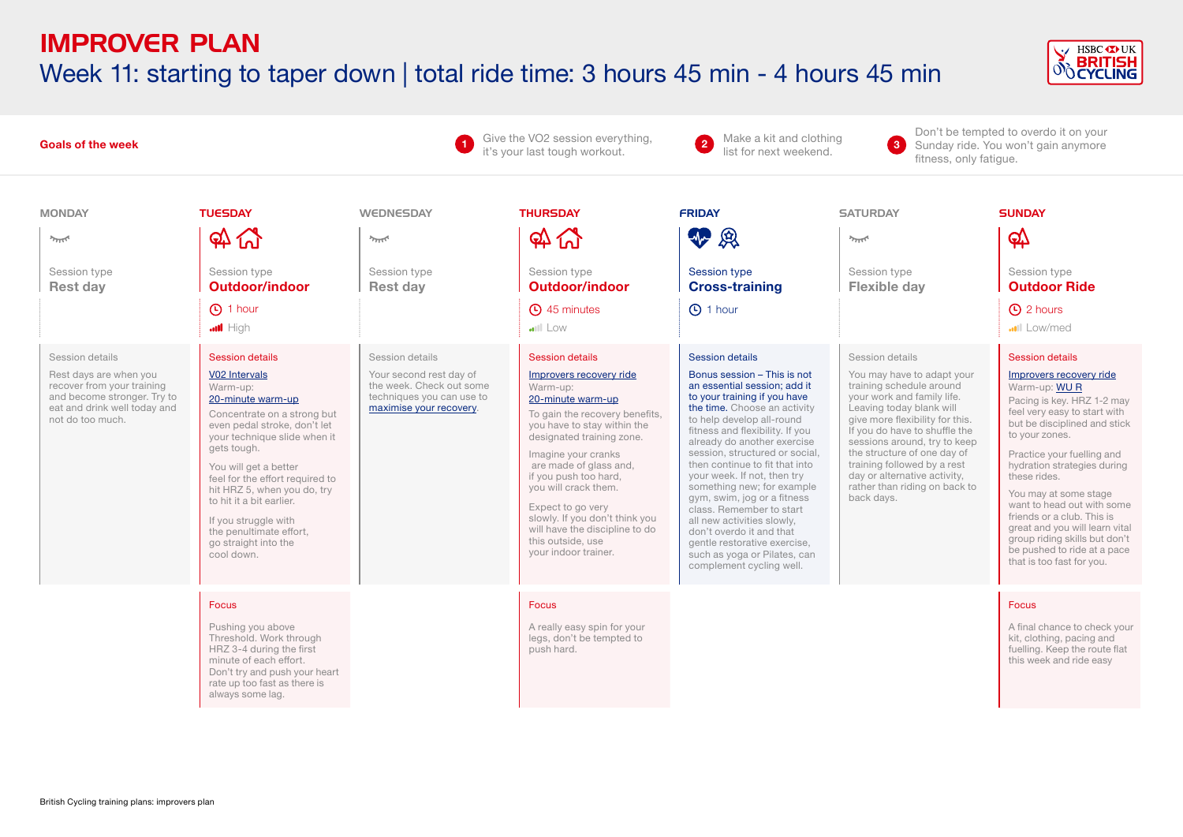# IMPROVER PLAN

## Week 11: starting to taper down | total ride time: 3 hours 45 min - 4 hours 45 min

**Goals of the week**

1. Give the VO2 session everything, it's your last tough workout.
2. Make a kit and clothing list for next weekend.
3. Don't be tempted to overdo it on your Sunday ride. You won't gain anymore fitness, only fatigue.

### MONDAY

Session type
**Rest day**

Session details

Rest days are when you recover from your training and become stronger. Try to eat and drink well today and not do too much.

### TUESDAY

Session type
**Outdoor/indoor**

1 hour
High

Session details

V02 Intervals
Warm-up:
20-minute warm-up

Concentrate on a strong but even pedal stroke, don't let your technique slide when it gets tough.

You will get a better feel for the effort required to hit HRZ 5, when you do, try to hit it a bit earlier.

If you struggle with the penultimate effort, go straight into the cool down.

Focus

Pushing you above Threshold. Work through HRZ 3-4 during the first minute of each effort. Don't try and push your heart rate up too fast as there is always some lag.

### WEDNESDAY

Session type
**Rest day**

Session details

Your second rest day of the week. Check out some techniques you can use to maximise your recovery.

### THURSDAY

Session type
**Outdoor/indoor**

45 minutes
Low

Session details

Improvers recovery ride
Warm-up:
20-minute warm-up

To gain the recovery benefits, you have to stay within the designated training zone.

Imagine your cranks are made of glass and, if you push too hard, you will crack them.

Expect to go very slowly. If you don't think you will have the discipline to do this outside, use your indoor trainer.

Focus

A really easy spin for your legs, don't be tempted to push hard.

### FRIDAY

Session type
**Cross-training**

1 hour

Session details

Bonus session – This is not an essential session; add it to your training if you have the time. Choose an activity to help develop all-round fitness and flexibility. If you already do another exercise session, structured or social, then continue to fit that into your week. If not, then try something new; for example gym, swim, jog or a fitness class. Remember to start all new activities slowly, don't overdo it and that gentle restorative exercise, such as yoga or Pilates, can complement cycling well.

### SATURDAY

Session type
**Flexible day**

Session details

You may have to adapt your training schedule around your work and family life. Leaving today blank will give more flexibility for this. If you do have to shuffle the sessions around, try to keep the structure of one day of training followed by a rest day or alternative activity, rather than riding on back to back days.

### SUNDAY

Session type
**Outdoor Ride**

2 hours
Low/med

Session details

Improvers recovery ride
Warm-up: WU R

Pacing is key. HRZ 1-2 may feel very easy to start with but be disciplined and stick to your zones.

Practice your fuelling and hydration strategies during these rides.

You may at some stage want to head out with some friends or a club. This is great and you will learn vital group riding skills but don't be pushed to ride at a pace that is too fast for you.

Focus

A final chance to check your kit, clothing, pacing and fuelling. Keep the route flat this week and ride easy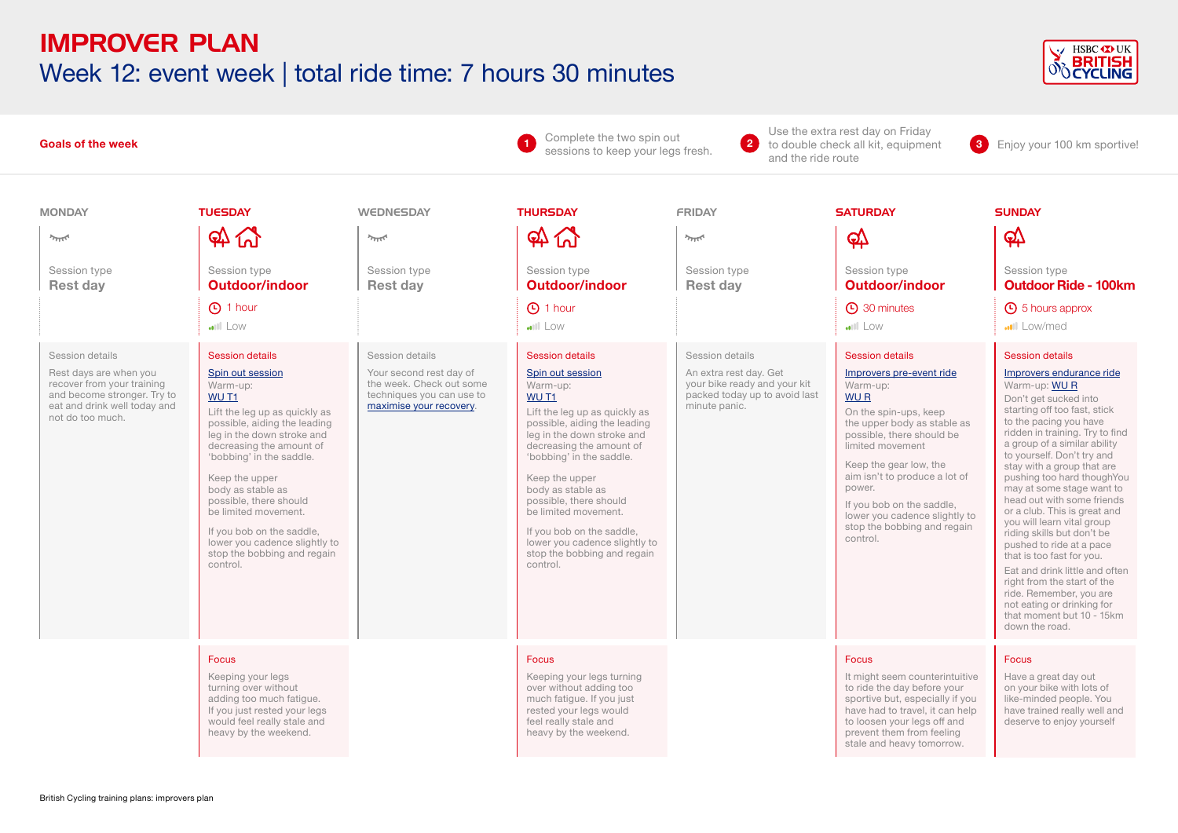# IMPROVER PLAN

## Week 12: event week | total ride time: 7 hours 30 minutes

**Goals of the week**

1. Complete the two spin out sessions to keep your legs fresh.
2. Use the extra rest day on Friday to double check all kit, equipment and the ride route
3. Enjoy your 100 km sportive!

### MONDAY

Session type
**Rest day**

Session details

Rest days are when you recover from your training and become stronger. Try to eat and drink well today and not do too much.

### TUESDAY

Session type
**Outdoor/indoor**

1 hour

Low

Session details

Spin out session

Warm-up:
WU T1

Lift the leg up as quickly as possible, aiding the leading leg in the down stroke and decreasing the amount of 'bobbing' in the saddle.

Keep the upper body as stable as possible, there should be limited movement.

If you bob on the saddle, lower you cadence slightly to stop the bobbing and regain control.

Focus

Keeping your legs turning over without adding too much fatigue. If you just rested your legs would feel really stale and heavy by the weekend.

### WEDNESDAY

Session type
**Rest day**

Session details

Your second rest day of the week. Check out some techniques you can use to maximise your recovery.

### THURSDAY

Session type
**Outdoor/indoor**

1 hour

Low

Session details

Spin out session

Warm-up:
WU T1

Lift the leg up as quickly as possible, aiding the leading leg in the down stroke and decreasing the amount of 'bobbing' in the saddle.

Keep the upper body as stable as possible, there should be limited movement.

If you bob on the saddle, lower you cadence slightly to stop the bobbing and regain control.

Focus

Keeping your legs turning over without adding too much fatigue. If you just rested your legs would feel really stale and heavy by the weekend.

### FRIDAY

Session type
**Rest day**

Session details

An extra rest day. Get your bike ready and your kit packed today up to avoid last minute panic.

### SATURDAY

Session type
**Outdoor/indoor**

30 minutes

Low

Session details

Improvers pre-event ride

Warm-up:
WU R

On the spin-ups, keep the upper body as stable as possible, there should be limited movement

Keep the gear low, the aim isn't to produce a lot of power.

If you bob on the saddle, lower you cadence slightly to stop the bobbing and regain control.

Focus

It might seem counterintuitive to ride the day before your sportive but, especially if you have had to travel, it can help to loosen your legs off and prevent them from feeling stale and heavy tomorrow.

### SUNDAY

Session type
**Outdoor Ride - 100km**

5 hours approx

Low/med

Session details

Improvers endurance ride

Warm-up: WU R

Don't get sucked into starting off too fast, stick to the pacing you have ridden in training. Try to find a group of a similar ability to yourself. Don't try and stay with a group that are pushing too hard thoughYou may at some stage want to head out with some friends or a club. This is great and you will learn vital group riding skills but don't be pushed to ride at a pace that is too fast for you.

Eat and drink little and often right from the start of the ride. Remember, you are not eating or drinking for that moment but 10 - 15km down the road.

Focus

Have a great day out on your bike with lots of like-minded people. You have trained really well and deserve to enjoy yourself